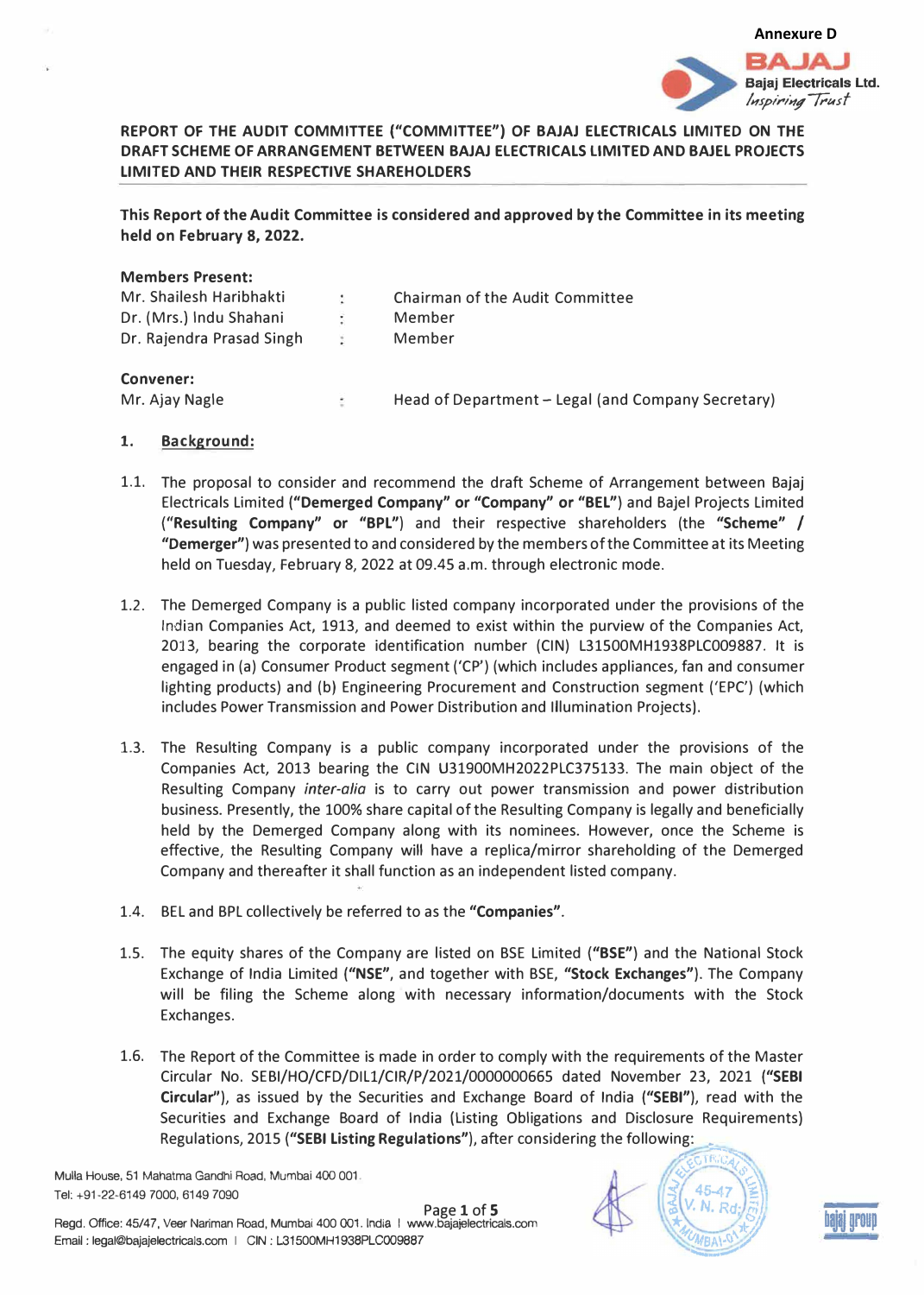Annexure D

**REPORT OF THE AUDIT COMMITTEE ("COMMITTEE") OF BAJAJ ELECTRICALS LIMITED ON THE DRAFT SCHEME OF ARRANGEMENT BETWEEN BAJAJ ELECTRICALS LIMITED AND BAJEL PROJECTS LIMITED AND THEIR RESPECTIVE SHAREHOLDERS**

**This Report of the Audit Committee is considered and approved by the Committee in its meeting held on February 8, 2022.**

**Members Present:**

| | | |
|---|---|---|
| Mr. Shailesh Haribhakti | : | Chairman of the Audit Committee |
| Dr. (Mrs.) Indu Shahani | : | Member |
| Dr. Rajendra Prasad Singh | : | Member |

**Convener:**

| | | |
|---|---|---|
| Mr. Ajay Nagle | : | Head of Department – Legal (and Company Secretary) |

## 1. Background:

1.1. The proposal to consider and recommend the draft Scheme of Arrangement between Bajaj Electricals Limited (**"Demerged Company" or "Company" or "BEL"**) and Bajel Projects Limited (**"Resulting Company" or "BPL"**) and their respective shareholders (the **"Scheme" / "Demerger"**) was presented to and considered by the members of the Committee at its Meeting held on Tuesday, February 8, 2022 at 09.45 a.m. through electronic mode.

1.2. The Demerged Company is a public listed company incorporated under the provisions of the Indian Companies Act, 1913, and deemed to exist within the purview of the Companies Act, 2013, bearing the corporate identification number (CIN) L31500MH1938PLC009887. It is engaged in (a) Consumer Product segment ('CP') (which includes appliances, fan and consumer lighting products) and (b) Engineering Procurement and Construction segment ('EPC') (which includes Power Transmission and Power Distribution and Illumination Projects).

1.3. The Resulting Company is a public company incorporated under the provisions of the Companies Act, 2013 bearing the CIN U31900MH2022PLC375133. The main object of the Resulting Company *inter-alia* is to carry out power transmission and power distribution business. Presently, the 100% share capital of the Resulting Company is legally and beneficially held by the Demerged Company along with its nominees. However, once the Scheme is effective, the Resulting Company will have a replica/mirror shareholding of the Demerged Company and thereafter it shall function as an independent listed company.

1.4. BEL and BPL collectively be referred to as the **"Companies"**.

1.5. The equity shares of the Company are listed on BSE Limited (**"BSE"**) and the National Stock Exchange of India Limited (**"NSE"**, and together with BSE, **"Stock Exchanges"**). The Company will be filing the Scheme along with necessary information/documents with the Stock Exchanges.

1.6. The Report of the Committee is made in order to comply with the requirements of the Master Circular No. SEBI/HO/CFD/DIL1/CIR/P/2021/0000000665 dated November 23, 2021 (**"SEBI Circular"**), as issued by the Securities and Exchange Board of India (**"SEBI"**), read with the Securities and Exchange Board of India (Listing Obligations and Disclosure Requirements) Regulations, 2015 (**"SEBI Listing Regulations"**), after considering the following: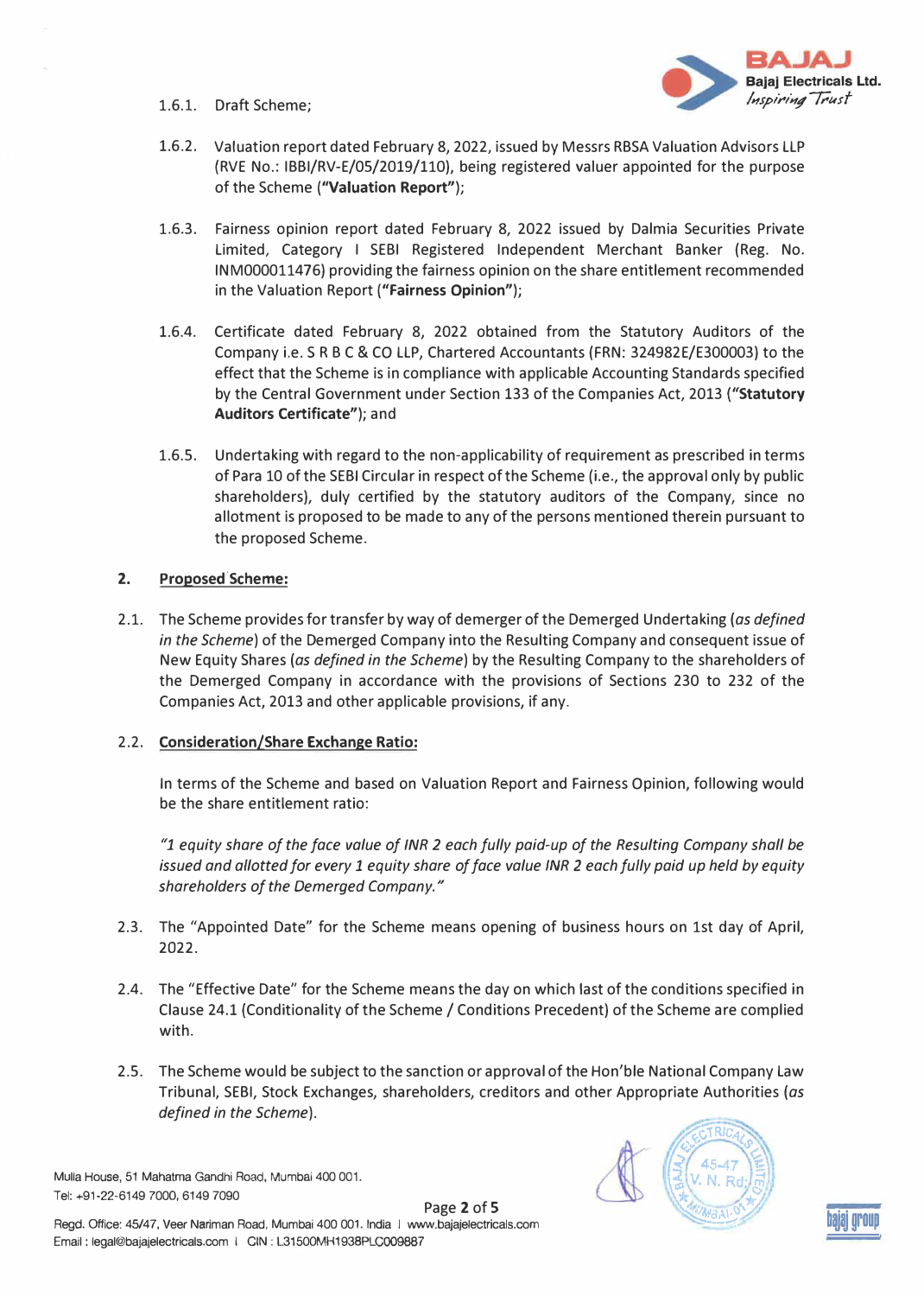1.6.1. Draft Scheme;

1.6.2. Valuation report dated February 8, 2022, issued by Messrs RBSA Valuation Advisors LLP (RVE No.: IBBI/RV-E/05/2019/110), being registered valuer appointed for the purpose of the Scheme (**"Valuation Report"**);

1.6.3. Fairness opinion report dated February 8, 2022 issued by Dalmia Securities Private Limited, Category I SEBI Registered Independent Merchant Banker (Reg. No. INM000011476) providing the fairness opinion on the share entitlement recommended in the Valuation Report (**"Fairness Opinion"**);

1.6.4. Certificate dated February 8, 2022 obtained from the Statutory Auditors of the Company i.e. S R B C & CO LLP, Chartered Accountants (FRN: 324982E/E300003) to the effect that the Scheme is in compliance with applicable Accounting Standards specified by the Central Government under Section 133 of the Companies Act, 2013 (**"Statutory Auditors Certificate"**); and

1.6.5. Undertaking with regard to the non-applicability of requirement as prescribed in terms of Para 10 of the SEBI Circular in respect of the Scheme (i.e., the approval only by public shareholders), duly certified by the statutory auditors of the Company, since no allotment is proposed to be made to any of the persons mentioned therein pursuant to the proposed Scheme.

## 2. Proposed Scheme:

2.1. The Scheme provides for transfer by way of demerger of the Demerged Undertaking (*as defined in the Scheme*) of the Demerged Company into the Resulting Company and consequent issue of New Equity Shares (*as defined in the Scheme*) by the Resulting Company to the shareholders of the Demerged Company in accordance with the provisions of Sections 230 to 232 of the Companies Act, 2013 and other applicable provisions, if any.

2.2. **Consideration/Share Exchange Ratio:**

In terms of the Scheme and based on Valuation Report and Fairness Opinion, following would be the share entitlement ratio:

*"1 equity share of the face value of INR 2 each fully paid-up of the Resulting Company shall be issued and allotted for every 1 equity share of face value INR 2 each fully paid up held by equity shareholders of the Demerged Company."*

2.3. The "Appointed Date" for the Scheme means opening of business hours on 1st day of April, 2022.

2.4. The "Effective Date" for the Scheme means the day on which last of the conditions specified in Clause 24.1 (Conditionality of the Scheme / Conditions Precedent) of the Scheme are complied with.

2.5. The Scheme would be subject to the sanction or approval of the Hon'ble National Company Law Tribunal, SEBI, Stock Exchanges, shareholders, creditors and other Appropriate Authorities (*as defined in the Scheme*).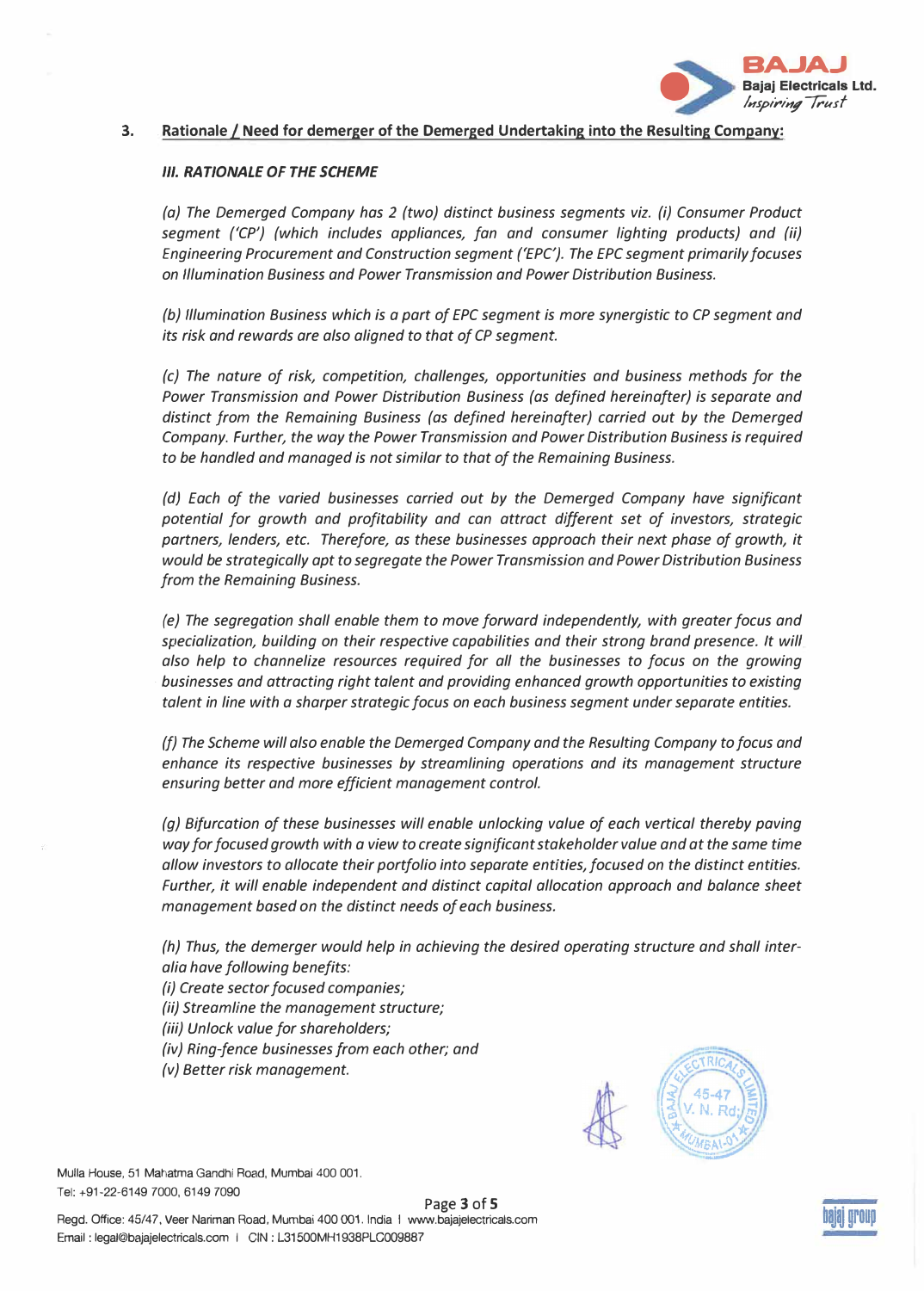**3. Rationale / Need for demerger of the Demerged Undertaking into the Resulting Company:**

***III. RATIONALE OF THE SCHEME***

*(a) The Demerged Company has 2 (two) distinct business segments viz. (i) Consumer Product segment ('CP') (which includes appliances, fan and consumer lighting products) and (ii) Engineering Procurement and Construction segment ('EPC'). The EPC segment primarily focuses on Illumination Business and Power Transmission and Power Distribution Business.*

*(b) Illumination Business which is a part of EPC segment is more synergistic to CP segment and its risk and rewards are also aligned to that of CP segment.*

*(c) The nature of risk, competition, challenges, opportunities and business methods for the Power Transmission and Power Distribution Business (as defined hereinafter) is separate and distinct from the Remaining Business (as defined hereinafter) carried out by the Demerged Company. Further, the way the Power Transmission and Power Distribution Business is required to be handled and managed is not similar to that of the Remaining Business.*

*(d) Each of the varied businesses carried out by the Demerged Company have significant potential for growth and profitability and can attract different set of investors, strategic partners, lenders, etc. Therefore, as these businesses approach their next phase of growth, it would be strategically apt to segregate the Power Transmission and Power Distribution Business from the Remaining Business.*

*(e) The segregation shall enable them to move forward independently, with greater focus and specialization, building on their respective capabilities and their strong brand presence. It will also help to channelize resources required for all the businesses to focus on the growing businesses and attracting right talent and providing enhanced growth opportunities to existing talent in line with a sharper strategic focus on each business segment under separate entities.*

*(f) The Scheme will also enable the Demerged Company and the Resulting Company to focus and enhance its respective businesses by streamlining operations and its management structure ensuring better and more efficient management control.*

*(g) Bifurcation of these businesses will enable unlocking value of each vertical thereby paving way for focused growth with a view to create significant stakeholder value and at the same time allow investors to allocate their portfolio into separate entities, focused on the distinct entities. Further, it will enable independent and distinct capital allocation approach and balance sheet management based on the distinct needs of each business.*

*(h) Thus, the demerger would help in achieving the desired operating structure and shall inter-alia have following benefits:*
*(i) Create sector focused companies;*
*(ii) Streamline the management structure;*
*(iii) Unlock value for shareholders;*
*(iv) Ring-fence businesses from each other; and*
*(v) Better risk management.*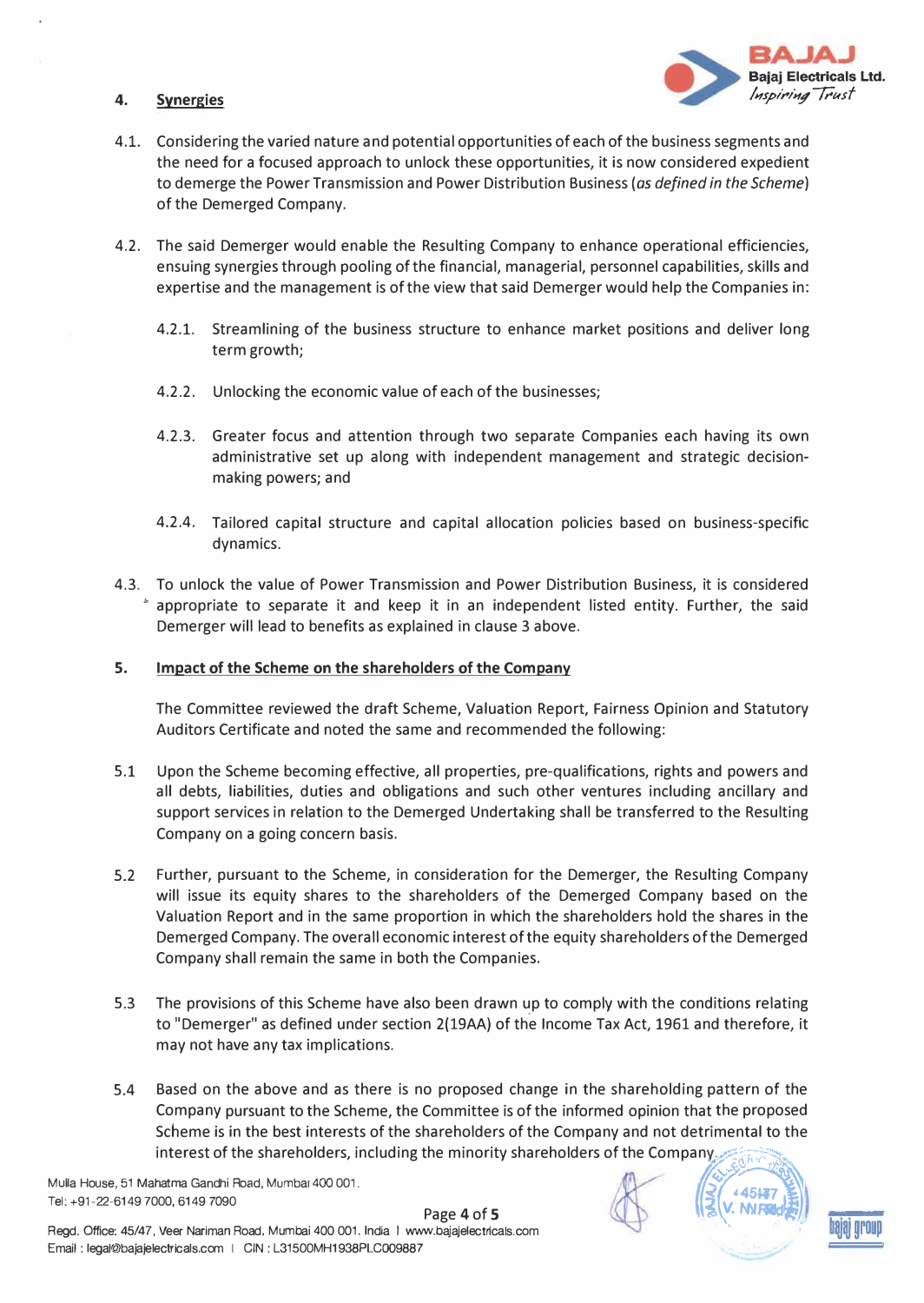## 4. Synergies

4.1. Considering the varied nature and potential opportunities of each of the business segments and the need for a focused approach to unlock these opportunities, it is now considered expedient to demerge the Power Transmission and Power Distribution Business (*as defined in the Scheme*) of the Demerged Company.

4.2. The said Demerger would enable the Resulting Company to enhance operational efficiencies, ensuing synergies through pooling of the financial, managerial, personnel capabilities, skills and expertise and the management is of the view that said Demerger would help the Companies in:

4.2.1. Streamlining of the business structure to enhance market positions and deliver long term growth;

4.2.2. Unlocking the economic value of each of the businesses;

4.2.3. Greater focus and attention through two separate Companies each having its own administrative set up along with independent management and strategic decision-making powers; and

4.2.4. Tailored capital structure and capital allocation policies based on business-specific dynamics.

4.3. To unlock the value of Power Transmission and Power Distribution Business, it is considered appropriate to separate it and keep it in an independent listed entity. Further, the said Demerger will lead to benefits as explained in clause 3 above.

## 5. Impact of the Scheme on the shareholders of the Company

The Committee reviewed the draft Scheme, Valuation Report, Fairness Opinion and Statutory Auditors Certificate and noted the same and recommended the following:

5.1 Upon the Scheme becoming effective, all properties, pre-qualifications, rights and powers and all debts, liabilities, duties and obligations and such other ventures including ancillary and support services in relation to the Demerged Undertaking shall be transferred to the Resulting Company on a going concern basis.

5.2 Further, pursuant to the Scheme, in consideration for the Demerger, the Resulting Company will issue its equity shares to the shareholders of the Demerged Company based on the Valuation Report and in the same proportion in which the shareholders hold the shares in the Demerged Company. The overall economic interest of the equity shareholders of the Demerged Company shall remain the same in both the Companies.

5.3 The provisions of this Scheme have also been drawn up to comply with the conditions relating to "Demerger" as defined under section 2(19AA) of the Income Tax Act, 1961 and therefore, it may not have any tax implications.

5.4 Based on the above and as there is no proposed change in the shareholding pattern of the Company pursuant to the Scheme, the Committee is of the informed opinion that the proposed Scheme is in the best interests of the shareholders of the Company and not detrimental to the interest of the shareholders, including the minority shareholders of the Company.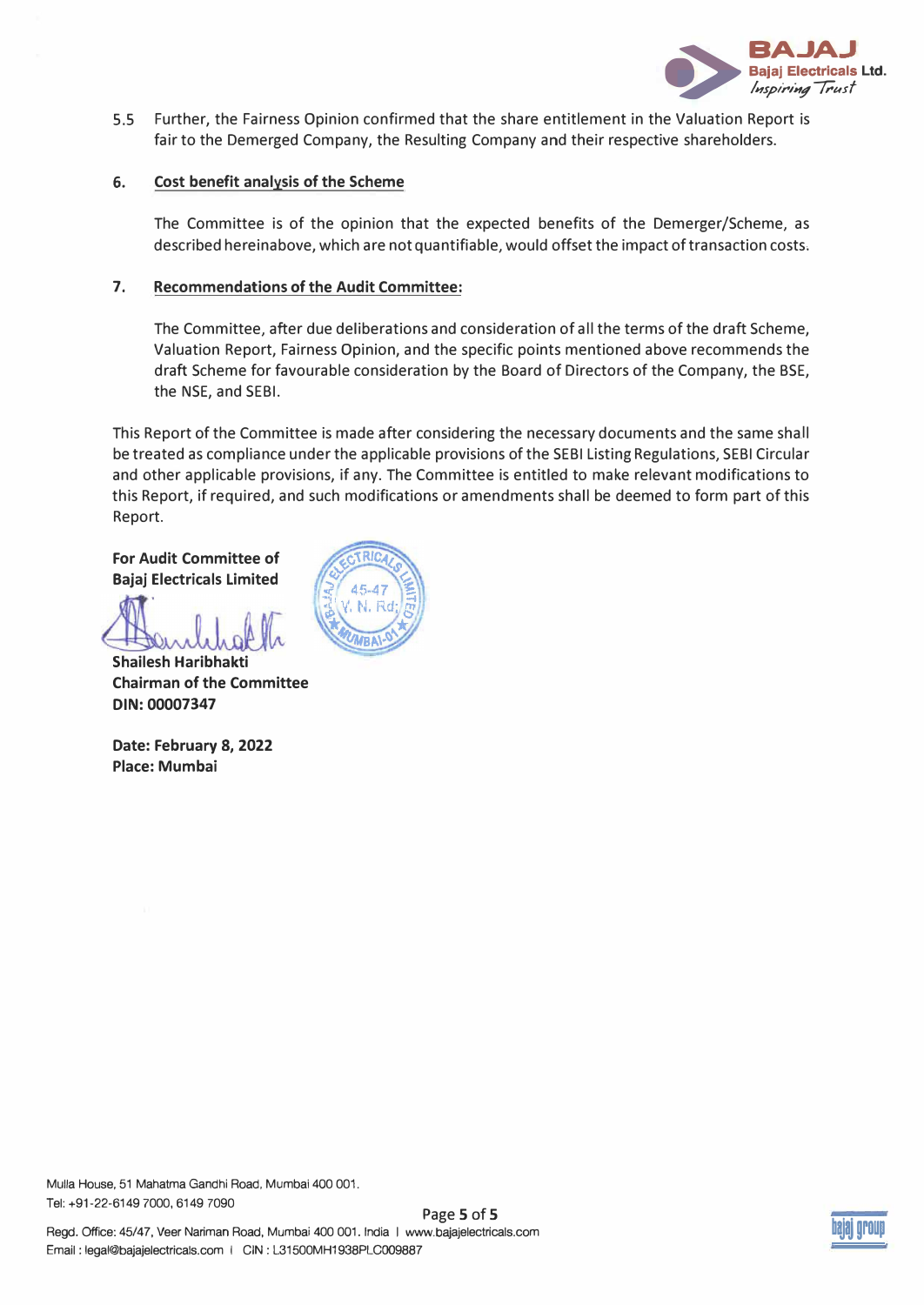5.5 Further, the Fairness Opinion confirmed that the share entitlement in the Valuation Report is fair to the Demerged Company, the Resulting Company and their respective shareholders.

## 6. Cost benefit analysis of the Scheme

The Committee is of the opinion that the expected benefits of the Demerger/Scheme, as described hereinabove, which are not quantifiable, would offset the impact of transaction costs.

## 7. Recommendations of the Audit Committee:

The Committee, after due deliberations and consideration of all the terms of the draft Scheme, Valuation Report, Fairness Opinion, and the specific points mentioned above recommends the draft Scheme for favourable consideration by the Board of Directors of the Company, the BSE, the NSE, and SEBI.

This Report of the Committee is made after considering the necessary documents and the same shall be treated as compliance under the applicable provisions of the SEBI Listing Regulations, SEBI Circular and other applicable provisions, if any. The Committee is entitled to make relevant modifications to this Report, if required, and such modifications or amendments shall be deemed to form part of this Report.

**For Audit Committee of**
**Bajaj Electricals Limited**

**Shailesh Haribhakti**
**Chairman of the Committee**
**DIN: 00007347**

**Date: February 8, 2022**
**Place: Mumbai**

Mulla House, 51 Mahatma Gandhi Road, Mumbai 400 001.
Tel: +91-22-6149 7000, 6149 7090
Regd. Office: 45/47, Veer Nariman Road, Mumbai 400 001. India | www.bajajelectricals.com
Email : legal@bajajelectricals.com | CIN : L31500MH1938PLC009887